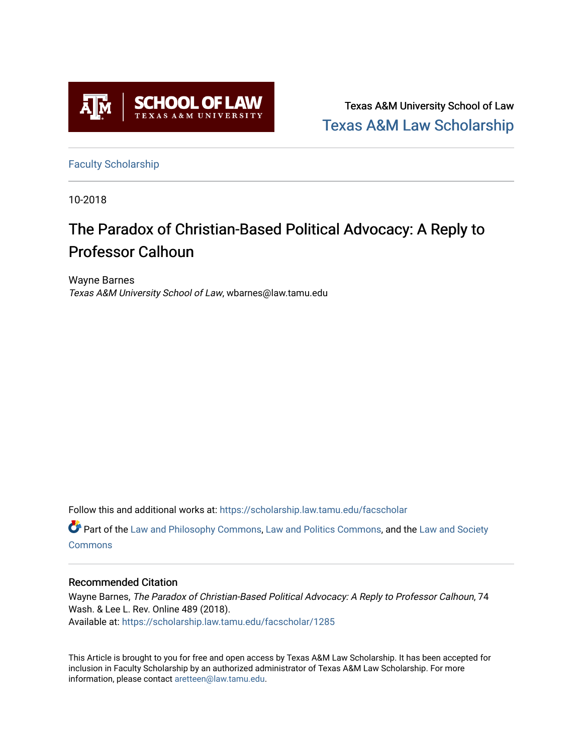Texas A&M University School of Law

Texas A&M Law Scholarship

Faculty Scholarship

10-2018

# The Paradox of Christian-Based Political Advocacy: A Reply to Professor Calhoun

Wayne Barnes
*Texas A&M University School of Law*, wbarnes@law.tamu.edu

Follow this and additional works at: https://scholarship.law.tamu.edu/facscholar

Part of the Law and Philosophy Commons, Law and Politics Commons, and the Law and Society Commons

## Recommended Citation

Wayne Barnes, *The Paradox of Christian-Based Political Advocacy: A Reply to Professor Calhoun*, 74 Wash. & Lee L. Rev. Online 489 (2018).
Available at: https://scholarship.law.tamu.edu/facscholar/1285

This Article is brought to you for free and open access by Texas A&M Law Scholarship. It has been accepted for inclusion in Faculty Scholarship by an authorized administrator of Texas A&M Law Scholarship. For more information, please contact aretteen@law.tamu.edu.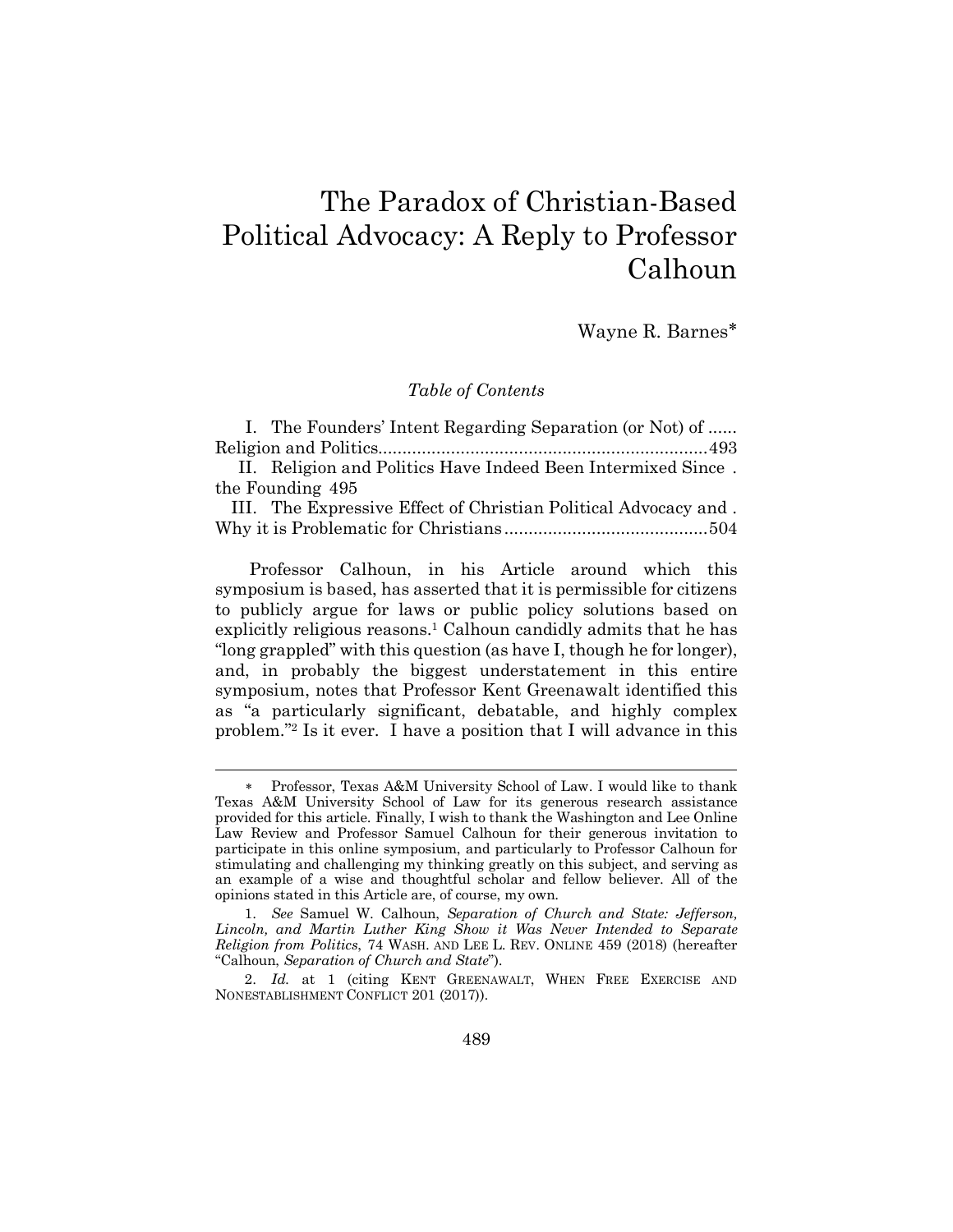# The Paradox of Christian-Based Political Advocacy: A Reply to Professor Calhoun

Wayne R. Barnes*

*Table of Contents*

I. The Founders' Intent Regarding Separation (or Not) of ...... Religion and Politics.....................................................................493

II. Religion and Politics Have Indeed Been Intermixed Since . the Founding 495

III. The Expressive Effect of Christian Political Advocacy and . Why it is Problematic for Christians ..........................................504

Professor Calhoun, in his Article around which this symposium is based, has asserted that it is permissible for citizens to publicly argue for laws or public policy solutions based on explicitly religious reasons.[1] Calhoun candidly admits that he has "long grappled" with this question (as have I, though he for longer), and, in probably the biggest understatement in this entire symposium, notes that Professor Kent Greenawalt identified this as "a particularly significant, debatable, and highly complex problem."[2] Is it ever. I have a position that I will advance in this

---

\* Professor, Texas A&M University School of Law. I would like to thank Texas A&M University School of Law for its generous research assistance provided for this article. Finally, I wish to thank the Washington and Lee Online Law Review and Professor Samuel Calhoun for their generous invitation to participate in this online symposium, and particularly to Professor Calhoun for stimulating and challenging my thinking greatly on this subject, and serving as an example of a wise and thoughtful scholar and fellow believer. All of the opinions stated in this Article are, of course, my own.

1. *See* Samuel W. Calhoun, *Separation of Church and State: Jefferson, Lincoln, and Martin Luther King Show it Was Never Intended to Separate Religion from Politics*, 74 WASH. AND LEE L. REV. ONLINE 459 (2018) (hereafter "Calhoun, *Separation of Church and State*").

2. *Id.* at 1 (citing KENT GREENAWALT, WHEN FREE EXERCISE AND NONESTABLISHMENT CONFLICT 201 (2017)).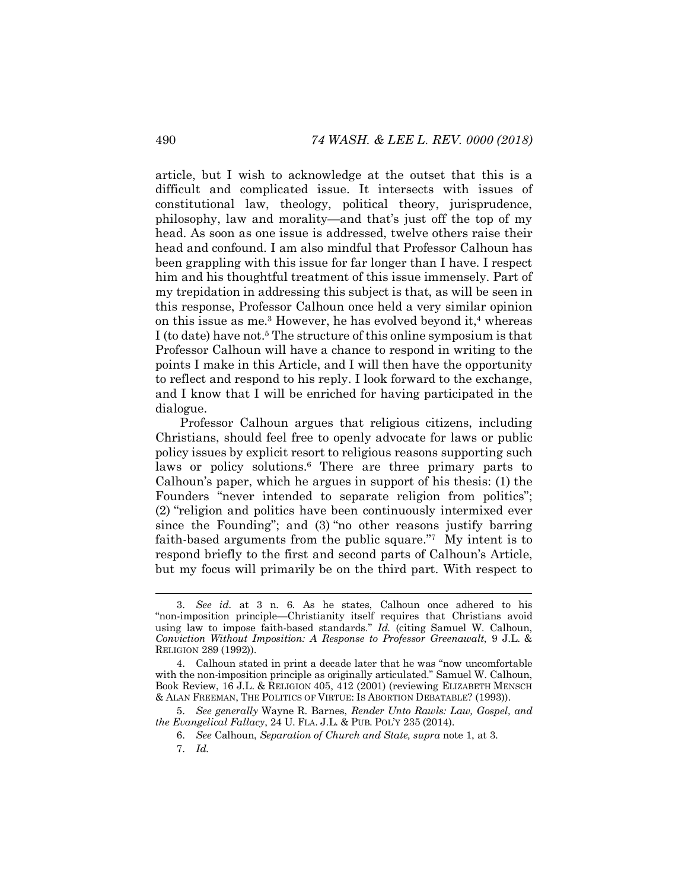article, but I wish to acknowledge at the outset that this is a difficult and complicated issue. It intersects with issues of constitutional law, theology, political theory, jurisprudence, philosophy, law and morality—and that's just off the top of my head. As soon as one issue is addressed, twelve others raise their head and confound. I am also mindful that Professor Calhoun has been grappling with this issue for far longer than I have. I respect him and his thoughtful treatment of this issue immensely. Part of my trepidation in addressing this subject is that, as will be seen in this response, Professor Calhoun once held a very similar opinion on this issue as me.[3] However, he has evolved beyond it,[4] whereas I (to date) have not.[5] The structure of this online symposium is that Professor Calhoun will have a chance to respond in writing to the points I make in this Article, and I will then have the opportunity to reflect and respond to his reply. I look forward to the exchange, and I know that I will be enriched for having participated in the dialogue.

Professor Calhoun argues that religious citizens, including Christians, should feel free to openly advocate for laws or public policy issues by explicit resort to religious reasons supporting such laws or policy solutions.[6] There are three primary parts to Calhoun's paper, which he argues in support of his thesis: (1) the Founders "never intended to separate religion from politics"; (2) "religion and politics have been continuously intermixed ever since the Founding"; and (3) "no other reasons justify barring faith-based arguments from the public square."[7] My intent is to respond briefly to the first and second parts of Calhoun's Article, but my focus will primarily be on the third part. With respect to

---

3. *See id.* at 3 n. 6. As he states, Calhoun once adhered to his "non-imposition principle—Christianity itself requires that Christians avoid using law to impose faith-based standards." *Id.* (citing Samuel W. Calhoun, *Conviction Without Imposition: A Response to Professor Greenawalt*, 9 J.L. & RELIGION 289 (1992)).

4. Calhoun stated in print a decade later that he was "now uncomfortable with the non-imposition principle as originally articulated." Samuel W. Calhoun, Book Review, 16 J.L. & RELIGION 405, 412 (2001) (reviewing ELIZABETH MENSCH & ALAN FREEMAN, THE POLITICS OF VIRTUE: IS ABORTION DEBATABLE? (1993)).

5. *See generally* Wayne R. Barnes, *Render Unto Rawls: Law, Gospel, and the Evangelical Fallacy*, 24 U. FLA. J.L. & PUB. POL'Y 235 (2014).

6. *See* Calhoun, *Separation of Church and State, supra* note 1, at 3.

7. *Id.*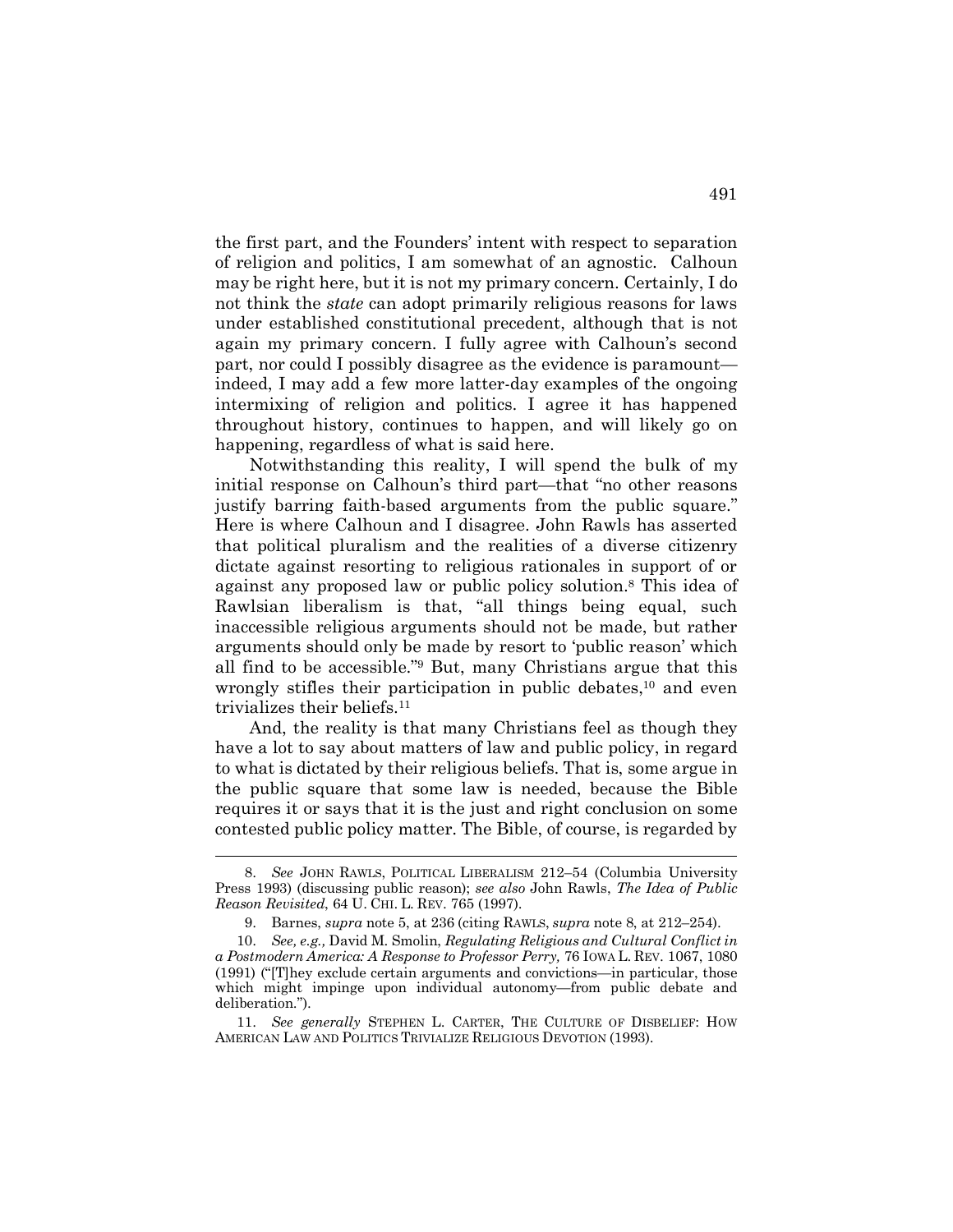the first part, and the Founders' intent with respect to separation of religion and politics, I am somewhat of an agnostic. Calhoun may be right here, but it is not my primary concern. Certainly, I do not think the *state* can adopt primarily religious reasons for laws under established constitutional precedent, although that is not again my primary concern. I fully agree with Calhoun's second part, nor could I possibly disagree as the evidence is paramount—indeed, I may add a few more latter-day examples of the ongoing intermixing of religion and politics. I agree it has happened throughout history, continues to happen, and will likely go on happening, regardless of what is said here.

Notwithstanding this reality, I will spend the bulk of my initial response on Calhoun's third part—that "no other reasons justify barring faith-based arguments from the public square." Here is where Calhoun and I disagree. John Rawls has asserted that political pluralism and the realities of a diverse citizenry dictate against resorting to religious rationales in support of or against any proposed law or public policy solution.[8] This idea of Rawlsian liberalism is that, "all things being equal, such inaccessible religious arguments should not be made, but rather arguments should only be made by resort to 'public reason' which all find to be accessible."[9] But, many Christians argue that this wrongly stifles their participation in public debates,[10] and even trivializes their beliefs.[11]

And, the reality is that many Christians feel as though they have a lot to say about matters of law and public policy, in regard to what is dictated by their religious beliefs. That is, some argue in the public square that some law is needed, because the Bible requires it or says that it is the just and right conclusion on some contested public policy matter. The Bible, of course, is regarded by

---

8. *See* JOHN RAWLS, POLITICAL LIBERALISM 212–54 (Columbia University Press 1993) (discussing public reason); *see also* John Rawls, *The Idea of Public Reason Revisited*, 64 U. CHI. L. REV. 765 (1997).

9. Barnes, *supra* note 5, at 236 (citing RAWLS, *supra* note 8, at 212–254).

10. *See, e.g.,* David M. Smolin, *Regulating Religious and Cultural Conflict in a Postmodern America: A Response to Professor Perry,* 76 IOWA L. REV. 1067, 1080 (1991) ("[T]hey exclude certain arguments and convictions—in particular, those which might impinge upon individual autonomy—from public debate and deliberation.").

11. *See generally* STEPHEN L. CARTER, THE CULTURE OF DISBELIEF: HOW AMERICAN LAW AND POLITICS TRIVIALIZE RELIGIOUS DEVOTION (1993).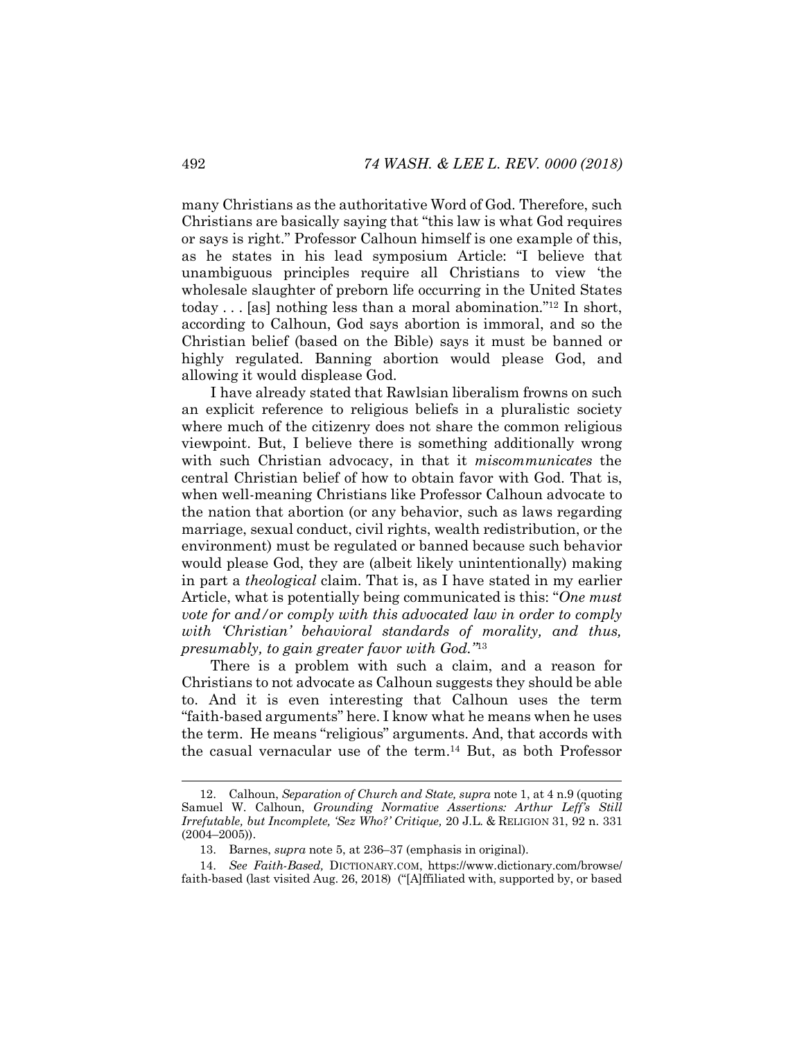many Christians as the authoritative Word of God. Therefore, such Christians are basically saying that "this law is what God requires or says is right." Professor Calhoun himself is one example of this, as he states in his lead symposium Article: "I believe that unambiguous principles require all Christians to view 'the wholesale slaughter of preborn life occurring in the United States today . . . [as] nothing less than a moral abomination."[12] In short, according to Calhoun, God says abortion is immoral, and so the Christian belief (based on the Bible) says it must be banned or highly regulated. Banning abortion would please God, and allowing it would displease God.

I have already stated that Rawlsian liberalism frowns on such an explicit reference to religious beliefs in a pluralistic society where much of the citizenry does not share the common religious viewpoint. But, I believe there is something additionally wrong with such Christian advocacy, in that it *miscommunicates* the central Christian belief of how to obtain favor with God. That is, when well-meaning Christians like Professor Calhoun advocate to the nation that abortion (or any behavior, such as laws regarding marriage, sexual conduct, civil rights, wealth redistribution, or the environment) must be regulated or banned because such behavior would please God, they are (albeit likely unintentionally) making in part a *theological* claim. That is, as I have stated in my earlier Article, what is potentially being communicated is this: "*One must vote for and/or comply with this advocated law in order to comply with 'Christian' behavioral standards of morality, and thus, presumably, to gain greater favor with God.*"[13]

There is a problem with such a claim, and a reason for Christians to not advocate as Calhoun suggests they should be able to. And it is even interesting that Calhoun uses the term "faith-based arguments" here. I know what he means when he uses the term. He means "religious" arguments. And, that accords with the casual vernacular use of the term.[14] But, as both Professor

---

12. Calhoun, *Separation of Church and State, supra* note 1, at 4 n.9 (quoting Samuel W. Calhoun, *Grounding Normative Assertions: Arthur Leff's Still Irrefutable, but Incomplete, 'Sez Who?' Critique,* 20 J.L. & RELIGION 31, 92 n. 331 (2004–2005)).

13. Barnes, *supra* note 5, at 236–37 (emphasis in original).

14. *See Faith-Based,* DICTIONARY.COM, https://www.dictionary.com/browse/faith-based (last visited Aug. 26, 2018) ("[A]ffiliated with, supported by, or based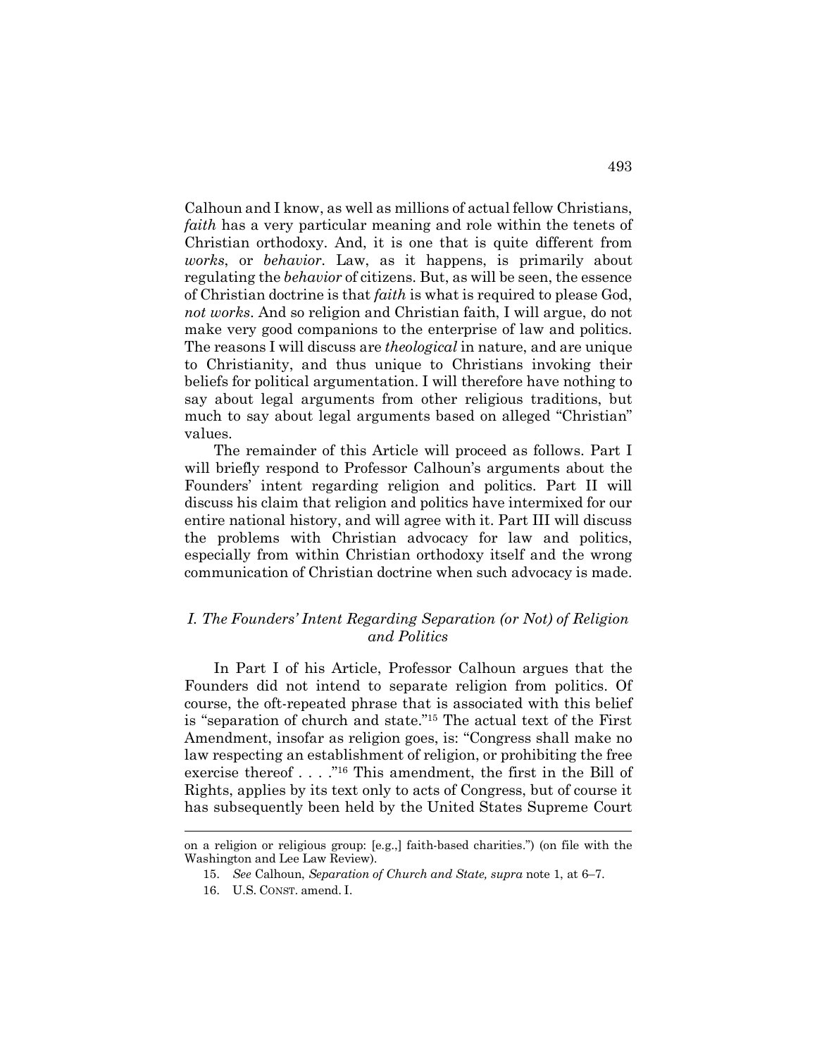Calhoun and I know, as well as millions of actual fellow Christians, *faith* has a very particular meaning and role within the tenets of Christian orthodoxy. And, it is one that is quite different from *works*, or *behavior*. Law, as it happens, is primarily about regulating the *behavior* of citizens. But, as will be seen, the essence of Christian doctrine is that *faith* is what is required to please God, *not works*. And so religion and Christian faith, I will argue, do not make very good companions to the enterprise of law and politics. The reasons I will discuss are *theological* in nature, and are unique to Christianity, and thus unique to Christians invoking their beliefs for political argumentation. I will therefore have nothing to say about legal arguments from other religious traditions, but much to say about legal arguments based on alleged "Christian" values.

The remainder of this Article will proceed as follows. Part I will briefly respond to Professor Calhoun's arguments about the Founders' intent regarding religion and politics. Part II will discuss his claim that religion and politics have intermixed for our entire national history, and will agree with it. Part III will discuss the problems with Christian advocacy for law and politics, especially from within Christian orthodoxy itself and the wrong communication of Christian doctrine when such advocacy is made.

### *I. The Founders' Intent Regarding Separation (or Not) of Religion and Politics*

In Part I of his Article, Professor Calhoun argues that the Founders did not intend to separate religion from politics. Of course, the oft-repeated phrase that is associated with this belief is "separation of church and state."[15] The actual text of the First Amendment, insofar as religion goes, is: "Congress shall make no law respecting an establishment of religion, or prohibiting the free exercise thereof . . . ."[16] This amendment, the first in the Bill of Rights, applies by its text only to acts of Congress, but of course it has subsequently been held by the United States Supreme Court

---

on a religion or religious group: [e.g.,] faith-based charities.") (on file with the Washington and Lee Law Review).

15. *See* Calhoun, *Separation of Church and State, supra* note 1, at 6–7.

16. U.S. CONST. amend. I.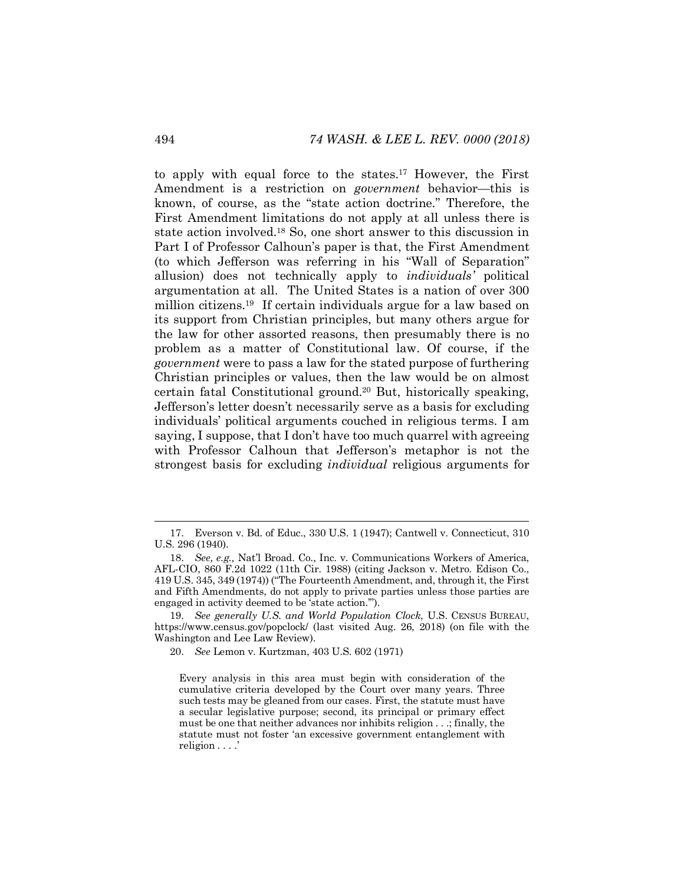to apply with equal force to the states.[17] However, the First Amendment is a restriction on *government* behavior—this is known, of course, as the "state action doctrine." Therefore, the First Amendment limitations do not apply at all unless there is state action involved.[18] So, one short answer to this discussion in Part I of Professor Calhoun's paper is that, the First Amendment (to which Jefferson was referring in his "Wall of Separation" allusion) does not technically apply to *individuals'* political argumentation at all. The United States is a nation of over 300 million citizens.[19] If certain individuals argue for a law based on its support from Christian principles, but many others argue for the law for other assorted reasons, then presumably there is no problem as a matter of Constitutional law. Of course, if the *government* were to pass a law for the stated purpose of furthering Christian principles or values, then the law would be on almost certain fatal Constitutional ground.[20] But, historically speaking, Jefferson's letter doesn't necessarily serve as a basis for excluding individuals' political arguments couched in religious terms. I am saying, I suppose, that I don't have too much quarrel with agreeing with Professor Calhoun that Jefferson's metaphor is not the strongest basis for excluding *individual* religious arguments for

---

17. Everson v. Bd. of Educ., 330 U.S. 1 (1947); Cantwell v. Connecticut, 310 U.S. 296 (1940).

18. *See, e.g.,* Nat'l Broad. Co., Inc. v. Communications Workers of America, AFL-CIO, 860 F.2d 1022 (11th Cir. 1988) (citing Jackson v. Metro. Edison Co., 419 U.S. 345, 349 (1974)) ("The Fourteenth Amendment, and, through it, the First and Fifth Amendments, do not apply to private parties unless those parties are engaged in activity deemed to be 'state action.'").

19. *See generally U.S. and World Population Clock*, U.S. CENSUS BUREAU, https://www.census.gov/popclock/ (last visited Aug. 26, 2018) (on file with the Washington and Lee Law Review).

20. *See* Lemon v. Kurtzman, 403 U.S. 602 (1971)

> Every analysis in this area must begin with consideration of the cumulative criteria developed by the Court over many years. Three such tests may be gleaned from our cases. First, the statute must have a secular legislative purpose; second, its principal or primary effect must be one that neither advances nor inhibits religion . . .; finally, the statute must not foster 'an excessive government entanglement with religion . . . .'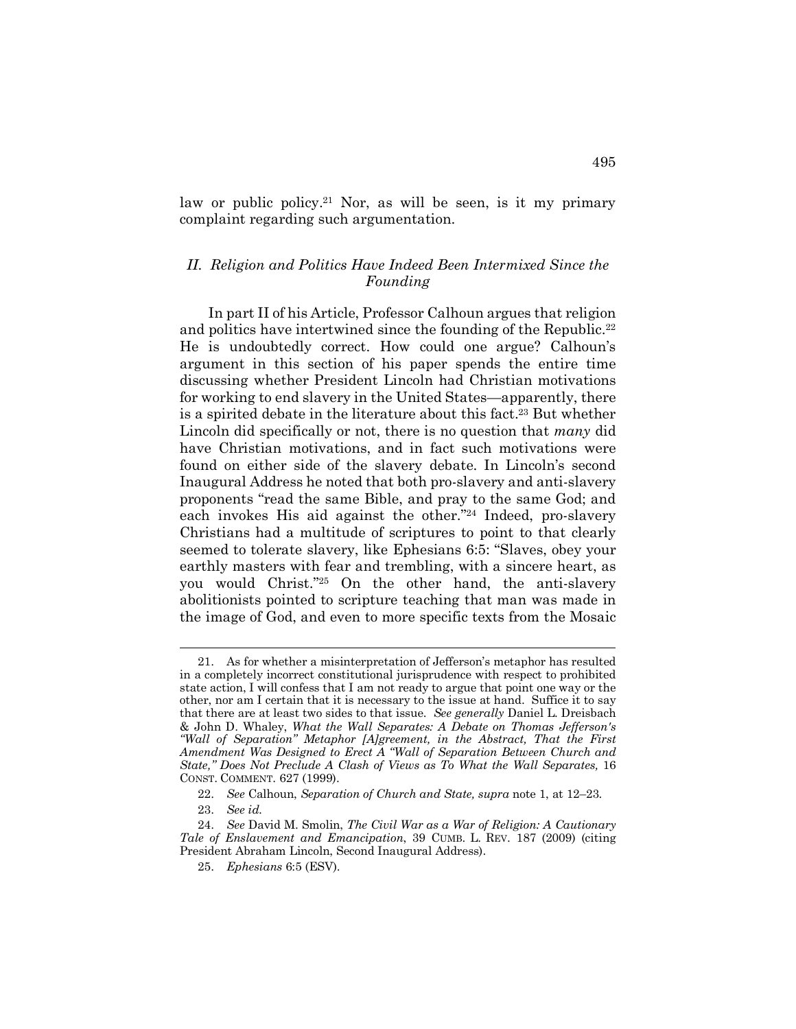law or public policy.[21] Nor, as will be seen, is it my primary complaint regarding such argumentation.

## *II. Religion and Politics Have Indeed Been Intermixed Since the Founding*

In part II of his Article, Professor Calhoun argues that religion and politics have intertwined since the founding of the Republic.[22] He is undoubtedly correct. How could one argue? Calhoun's argument in this section of his paper spends the entire time discussing whether President Lincoln had Christian motivations for working to end slavery in the United States—apparently, there is a spirited debate in the literature about this fact.[23] But whether Lincoln did specifically or not, there is no question that *many* did have Christian motivations, and in fact such motivations were found on either side of the slavery debate. In Lincoln's second Inaugural Address he noted that both pro-slavery and anti-slavery proponents "read the same Bible, and pray to the same God; and each invokes His aid against the other."[24] Indeed, pro-slavery Christians had a multitude of scriptures to point to that clearly seemed to tolerate slavery, like Ephesians 6:5: "Slaves, obey your earthly masters with fear and trembling, with a sincere heart, as you would Christ."[25] On the other hand, the anti-slavery abolitionists pointed to scripture teaching that man was made in the image of God, and even to more specific texts from the Mosaic

---

21. As for whether a misinterpretation of Jefferson's metaphor has resulted in a completely incorrect constitutional jurisprudence with respect to prohibited state action, I will confess that I am not ready to argue that point one way or the other, nor am I certain that it is necessary to the issue at hand. Suffice it to say that there are at least two sides to that issue. *See generally* Daniel L. Dreisbach & John D. Whaley, *What the Wall Separates: A Debate on Thomas Jefferson's "Wall of Separation" Metaphor [A]greement, in the Abstract, That the First Amendment Was Designed to Erect A "Wall of Separation Between Church and State," Does Not Preclude A Clash of Views as To What the Wall Separates,* 16 CONST. COMMENT. 627 (1999).

22. *See* Calhoun, *Separation of Church and State, supra* note 1, at 12–23.

23. *See id.*

24. *See* David M. Smolin, *The Civil War as a War of Religion: A Cautionary Tale of Enslavement and Emancipation*, 39 CUMB. L. REV. 187 (2009) (citing President Abraham Lincoln, Second Inaugural Address).

25. *Ephesians* 6:5 (ESV).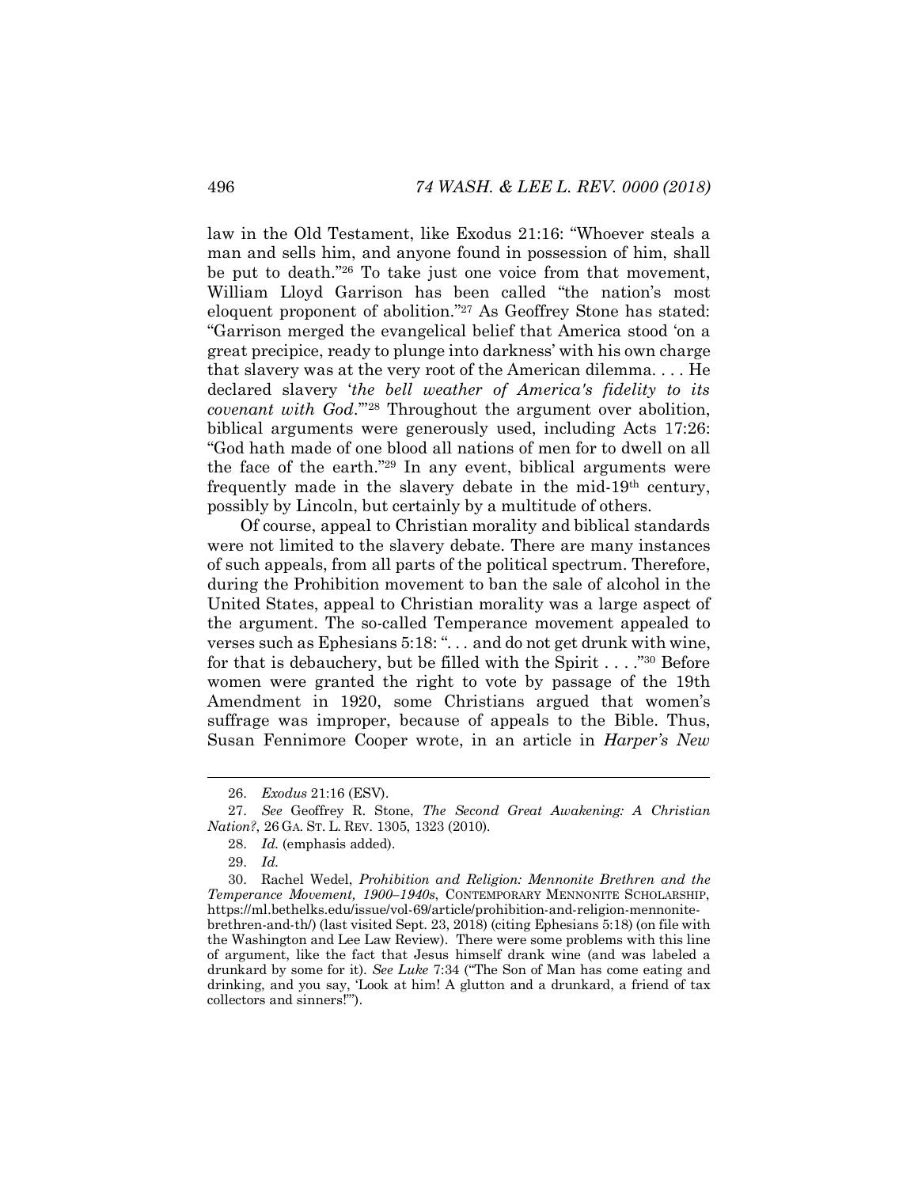law in the Old Testament, like Exodus 21:16: "Whoever steals a man and sells him, and anyone found in possession of him, shall be put to death."[26] To take just one voice from that movement, William Lloyd Garrison has been called "the nation's most eloquent proponent of abolition."[27] As Geoffrey Stone has stated: "Garrison merged the evangelical belief that America stood 'on a great precipice, ready to plunge into darkness' with his own charge that slavery was at the very root of the American dilemma. . . . He declared slavery '*the bell weather of America's fidelity to its covenant with God*.'"[28] Throughout the argument over abolition, biblical arguments were generously used, including Acts 17:26: "God hath made of one blood all nations of men for to dwell on all the face of the earth."[29] In any event, biblical arguments were frequently made in the slavery debate in the mid-19th century, possibly by Lincoln, but certainly by a multitude of others.

Of course, appeal to Christian morality and biblical standards were not limited to the slavery debate. There are many instances of such appeals, from all parts of the political spectrum. Therefore, during the Prohibition movement to ban the sale of alcohol in the United States, appeal to Christian morality was a large aspect of the argument. The so-called Temperance movement appealed to verses such as Ephesians 5:18: ". . . and do not get drunk with wine, for that is debauchery, but be filled with the Spirit . . . ."[30] Before women were granted the right to vote by passage of the 19th Amendment in 1920, some Christians argued that women's suffrage was improper, because of appeals to the Bible. Thus, Susan Fennimore Cooper wrote, in an article in *Harper's New*

---

26. *Exodus* 21:16 (ESV).

27. *See* Geoffrey R. Stone, *The Second Great Awakening: A Christian Nation?*, 26 GA. ST. L. REV. 1305, 1323 (2010).

28. *Id.* (emphasis added).

29. *Id.*

30. Rachel Wedel, *Prohibition and Religion: Mennonite Brethren and the Temperance Movement, 1900–1940s*, CONTEMPORARY MENNONITE SCHOLARSHIP, https://ml.bethelks.edu/issue/vol-69/article/prohibition-and-religion-mennonite-brethren-and-th/) (last visited Sept. 23, 2018) (citing Ephesians 5:18) (on file with the Washington and Lee Law Review). There were some problems with this line of argument, like the fact that Jesus himself drank wine (and was labeled a drunkard by some for it). *See Luke* 7:34 ("The Son of Man has come eating and drinking, and you say, 'Look at him! A glutton and a drunkard, a friend of tax collectors and sinners!'").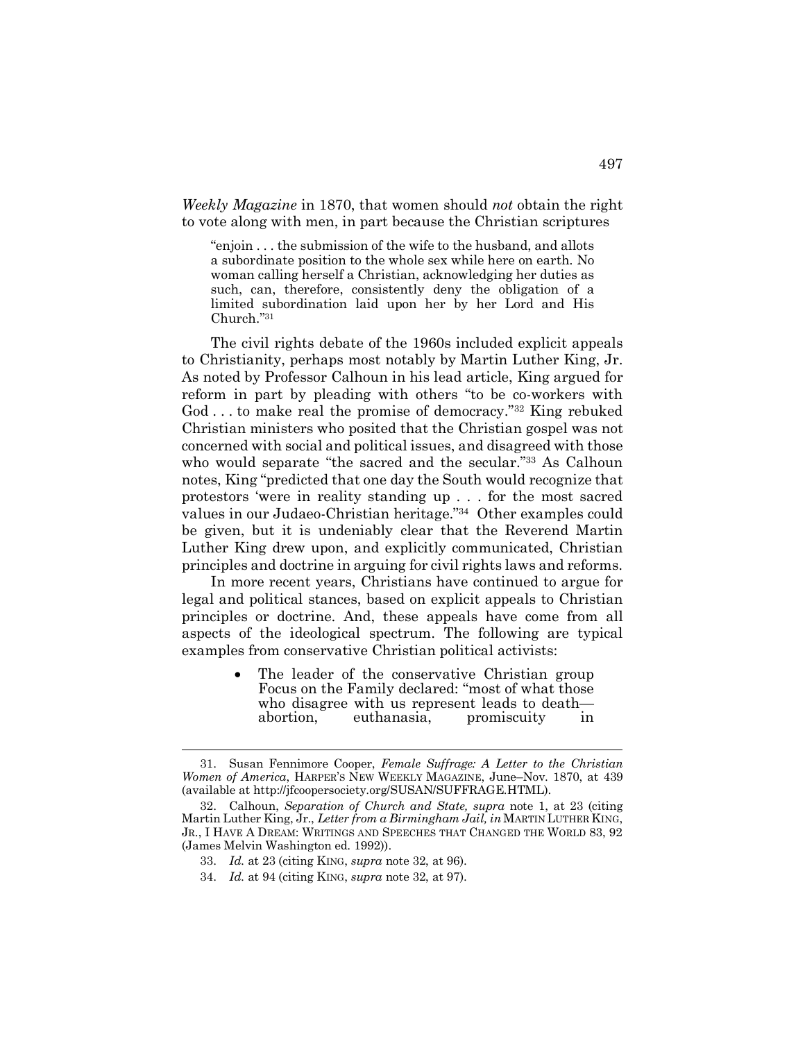*Weekly Magazine* in 1870, that women should *not* obtain the right to vote along with men, in part because the Christian scriptures

> "enjoin . . . the submission of the wife to the husband, and allots a subordinate position to the whole sex while here on earth. No woman calling herself a Christian, acknowledging her duties as such, can, therefore, consistently deny the obligation of a limited subordination laid upon her by her Lord and His Church."[31]

The civil rights debate of the 1960s included explicit appeals to Christianity, perhaps most notably by Martin Luther King, Jr. As noted by Professor Calhoun in his lead article, King argued for reform in part by pleading with others "to be co-workers with God . . . to make real the promise of democracy."[32] King rebuked Christian ministers who posited that the Christian gospel was not concerned with social and political issues, and disagreed with those who would separate "the sacred and the secular."[33] As Calhoun notes, King "predicted that one day the South would recognize that protestors 'were in reality standing up . . . for the most sacred values in our Judaeo-Christian heritage."[34] Other examples could be given, but it is undeniably clear that the Reverend Martin Luther King drew upon, and explicitly communicated, Christian principles and doctrine in arguing for civil rights laws and reforms.

In more recent years, Christians have continued to argue for legal and political stances, based on explicit appeals to Christian principles or doctrine. And, these appeals have come from all aspects of the ideological spectrum. The following are typical examples from conservative Christian political activists:

- The leader of the conservative Christian group Focus on the Family declared: "most of what those who disagree with us represent leads to death—abortion, euthanasia, promiscuity in

---

31. Susan Fennimore Cooper, *Female Suffrage: A Letter to the Christian Women of America*, HARPER'S NEW WEEKLY MAGAZINE, June–Nov. 1870, at 439 (available at http://jfcoopersociety.org/SUSAN/SUFFRAGE.HTML).

32. Calhoun, *Separation of Church and State, supra* note 1, at 23 (citing Martin Luther King, Jr., *Letter from a Birmingham Jail, in* MARTIN LUTHER KING, JR., I HAVE A DREAM: WRITINGS AND SPEECHES THAT CHANGED THE WORLD 83, 92 (James Melvin Washington ed. 1992)).

33. *Id.* at 23 (citing KING, *supra* note 32, at 96).

34. *Id.* at 94 (citing KING, *supra* note 32, at 97).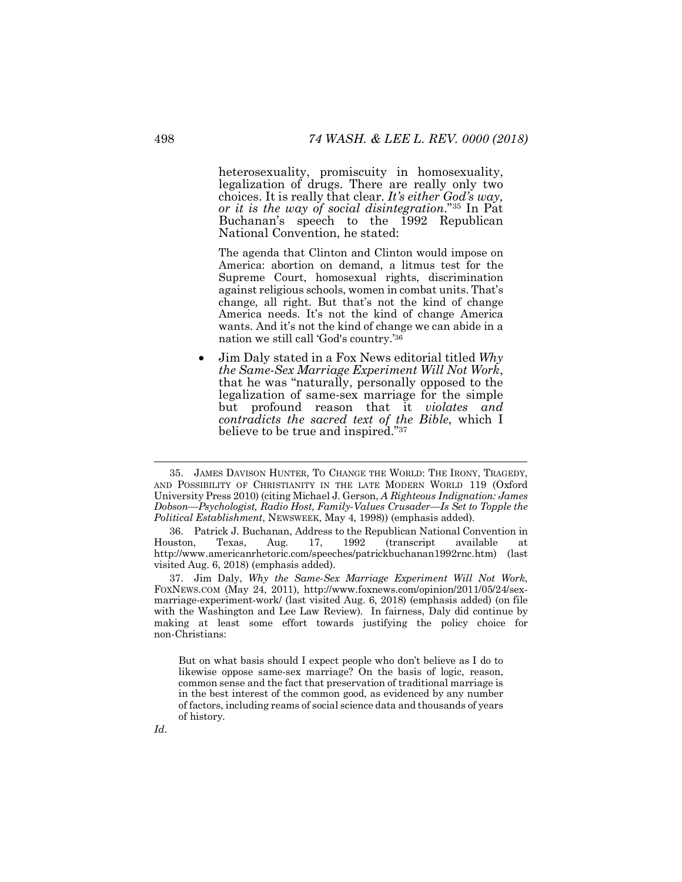heterosexuality, promiscuity in homosexuality, legalization of drugs. There are really only two choices. It is really that clear. *It's either God's way, or it is the way of social disintegration*."[35] In Pat Buchanan's speech to the 1992 Republican National Convention, he stated:

> The agenda that Clinton and Clinton would impose on America: abortion on demand, a litmus test for the Supreme Court, homosexual rights, discrimination against religious schools, women in combat units. That's change, all right. But that's not the kind of change America needs. It's not the kind of change America wants. And it's not the kind of change we can abide in a nation we still call 'God's country.'[36]

- Jim Daly stated in a Fox News editorial titled *Why the Same-Sex Marriage Experiment Will Not Work*, that he was "naturally, personally opposed to the legalization of same-sex marriage for the simple but profound reason that it *violates and contradicts the sacred text of the Bible*, which I believe to be true and inspired."[37]

---

35. JAMES DAVISON HUNTER, TO CHANGE THE WORLD: THE IRONY, TRAGEDY, AND POSSIBILITY OF CHRISTIANITY IN THE LATE MODERN WORLD 119 (Oxford University Press 2010) (citing Michael J. Gerson, *A Righteous Indignation: James Dobson—Psychologist, Radio Host, Family-Values Crusader—Is Set to Topple the Political Establishment*, NEWSWEEK, May 4, 1998)) (emphasis added).

36. Patrick J. Buchanan, Address to the Republican National Convention in Houston, Texas, Aug. 17, 1992 (transcript available at http://www.americanrhetoric.com/speeches/patrickbuchanan1992rnc.htm) (last visited Aug. 6, 2018) (emphasis added).

37. Jim Daly, *Why the Same-Sex Marriage Experiment Will Not Work*, FOXNEWS.COM (May 24, 2011), http://www.foxnews.com/opinion/2011/05/24/sex-marriage-experiment-work/ (last visited Aug. 6, 2018) (emphasis added) (on file with the Washington and Lee Law Review). In fairness, Daly did continue by making at least some effort towards justifying the policy choice for non-Christians:

> But on what basis should I expect people who don't believe as I do to likewise oppose same-sex marriage? On the basis of logic, reason, common sense and the fact that preservation of traditional marriage is in the best interest of the common good, as evidenced by any number of factors, including reams of social science data and thousands of years of history.

*Id*.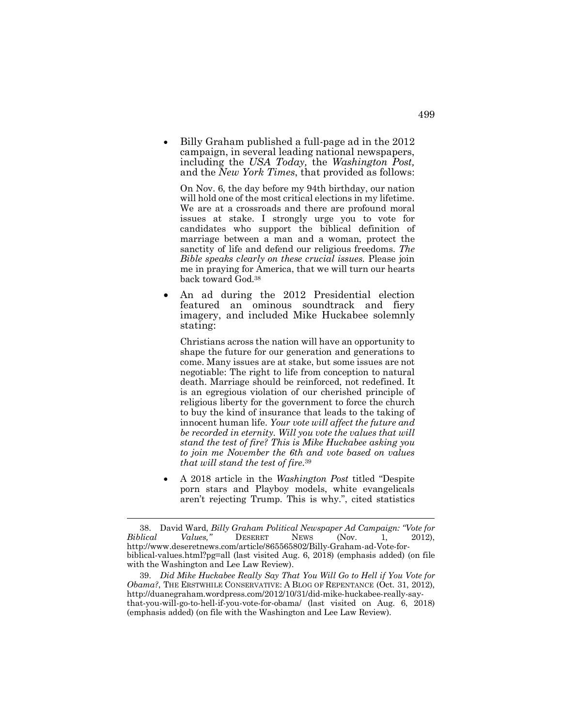- Billy Graham published a full-page ad in the 2012 campaign, in several leading national newspapers, including the *USA Today,* the *Washington Post,* and the *New York Times*, that provided as follows:

  On Nov. 6, the day before my 94th birthday, our nation will hold one of the most critical elections in my lifetime. We are at a crossroads and there are profound moral issues at stake. I strongly urge you to vote for candidates who support the biblical definition of marriage between a man and a woman, protect the sanctity of life and defend our religious freedoms. *The Bible speaks clearly on these crucial issues.* Please join me in praying for America, that we will turn our hearts back toward God.[38]

- An ad during the 2012 Presidential election featured an ominous soundtrack and fiery imagery, and included Mike Huckabee solemnly stating:

  Christians across the nation will have an opportunity to shape the future for our generation and generations to come. Many issues are at stake, but some issues are not negotiable: The right to life from conception to natural death. Marriage should be reinforced, not redefined. It is an egregious violation of our cherished principle of religious liberty for the government to force the church to buy the kind of insurance that leads to the taking of innocent human life. *Your vote will affect the future and be recorded in eternity. Will you vote the values that will stand the test of fire? This is Mike Huckabee asking you to join me November the 6th and vote based on values that will stand the test of fire.*[39]

- A 2018 article in the *Washington Post* titled "Despite porn stars and Playboy models, white evangelicals aren't rejecting Trump. This is why.", cited statistics

---

38. David Ward, *Billy Graham Political Newspaper Ad Campaign: "Vote for Biblical Values,"* DESERET NEWS (Nov. 1, 2012), http://www.deseretnews.com/article/865565802/Billy-Graham-ad-Vote-for-biblical-values.html?pg=all (last visited Aug. 6, 2018) (emphasis added) (on file with the Washington and Lee Law Review).

39. *Did Mike Huckabee Really Say That You Will Go to Hell if You Vote for Obama?*, THE ERSTWHILE CONSERVATIVE: A BLOG OF REPENTANCE (Oct. 31, 2012), http://duanegraham.wordpress.com/2012/10/31/did-mike-huckabee-really-say-that-you-will-go-to-hell-if-you-vote-for-obama/ (last visited on Aug. 6, 2018) (emphasis added) (on file with the Washington and Lee Law Review).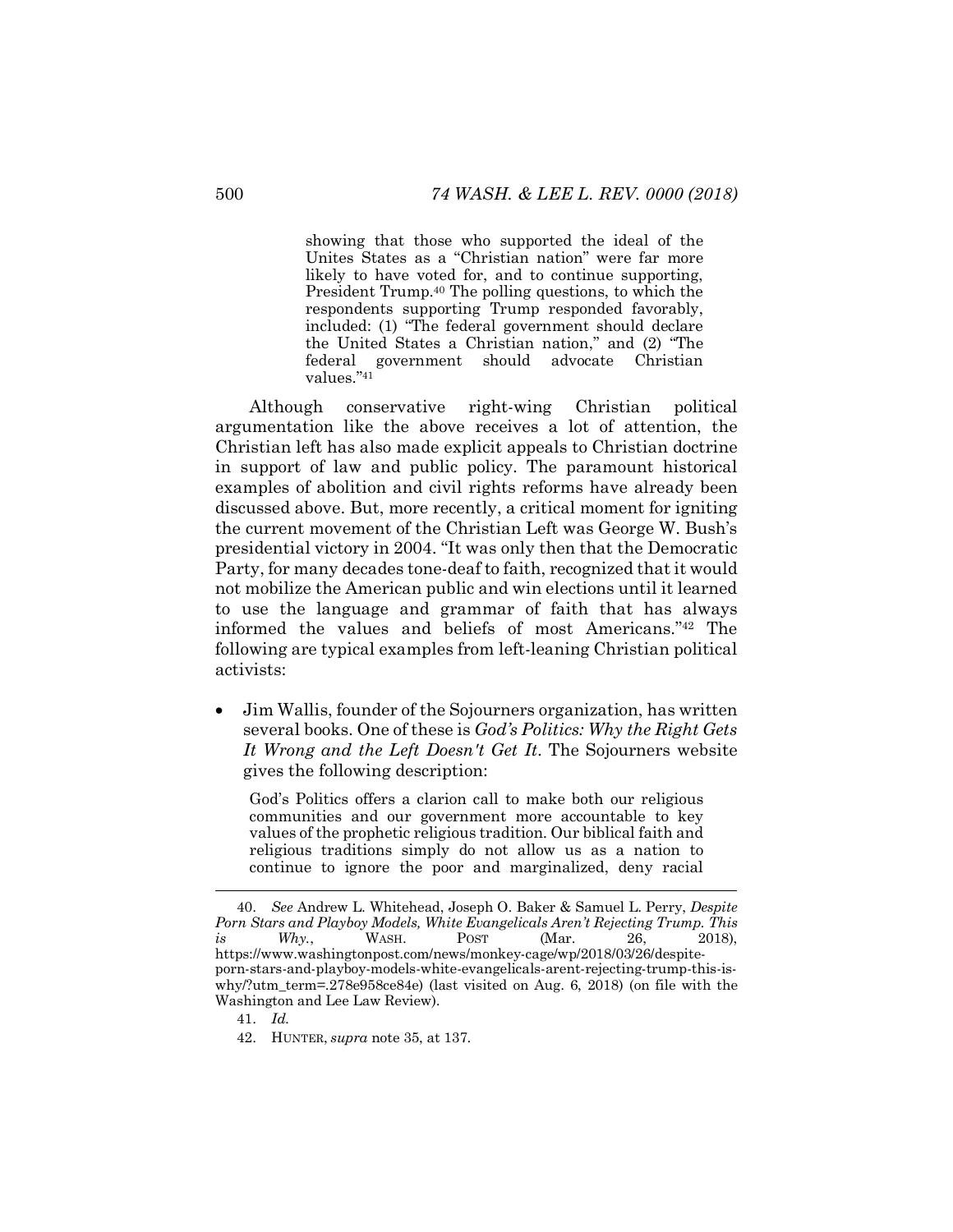showing that those who supported the ideal of the Unites States as a "Christian nation" were far more likely to have voted for, and to continue supporting, President Trump.[40] The polling questions, to which the respondents supporting Trump responded favorably, included: (1) "The federal government should declare the United States a Christian nation," and (2) "The federal government should advocate Christian values."[41]

Although conservative right-wing Christian political argumentation like the above receives a lot of attention, the Christian left has also made explicit appeals to Christian doctrine in support of law and public policy. The paramount historical examples of abolition and civil rights reforms have already been discussed above. But, more recently, a critical moment for igniting the current movement of the Christian Left was George W. Bush's presidential victory in 2004. "It was only then that the Democratic Party, for many decades tone-deaf to faith, recognized that it would not mobilize the American public and win elections until it learned to use the language and grammar of faith that has always informed the values and beliefs of most Americans."[42] The following are typical examples from left-leaning Christian political activists:

- Jim Wallis, founder of the Sojourners organization, has written several books. One of these is *God's Politics: Why the Right Gets It Wrong and the Left Doesn't Get It*. The Sojourners website gives the following description:

  > God's Politics offers a clarion call to make both our religious communities and our government more accountable to key values of the prophetic religious tradition. Our biblical faith and religious traditions simply do not allow us as a nation to continue to ignore the poor and marginalized, deny racial

---

40. *See* Andrew L. Whitehead, Joseph O. Baker & Samuel L. Perry, *Despite Porn Stars and Playboy Models, White Evangelicals Aren't Rejecting Trump. This is Why.*, WASH. POST (Mar. 26, 2018), https://www.washingtonpost.com/news/monkey-cage/wp/2018/03/26/despite-porn-stars-and-playboy-models-white-evangelicals-arent-rejecting-trump-this-is-why/?utm_term=.278e958ce84e) (last visited on Aug. 6, 2018) (on file with the Washington and Lee Law Review).

41. *Id.*

42. HUNTER, *supra* note 35, at 137.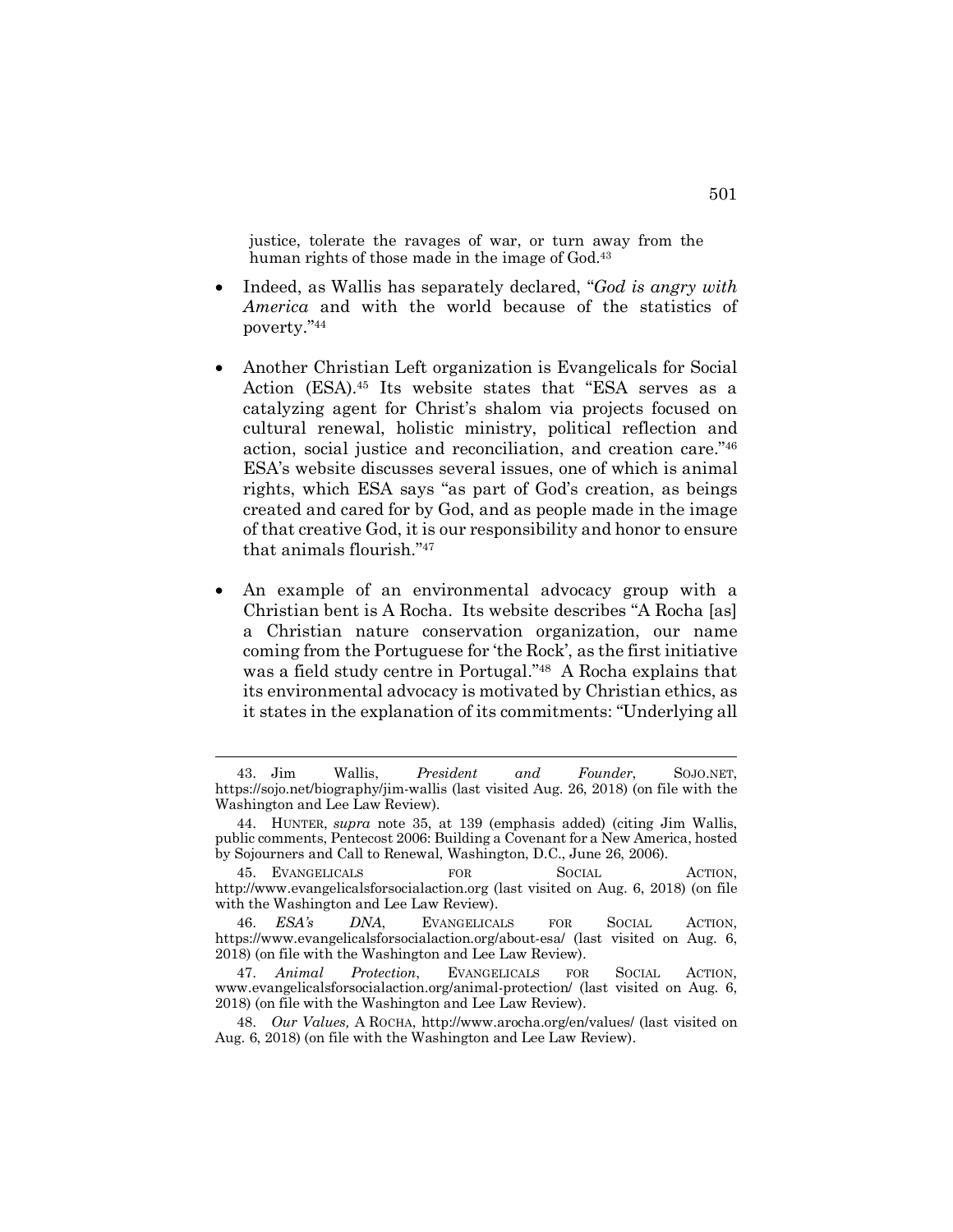justice, tolerate the ravages of war, or turn away from the human rights of those made in the image of God.[43]

- Indeed, as Wallis has separately declared, "*God is angry with America* and with the world because of the statistics of poverty."[44]

- Another Christian Left organization is Evangelicals for Social Action (ESA).[45] Its website states that "ESA serves as a catalyzing agent for Christ's shalom via projects focused on cultural renewal, holistic ministry, political reflection and action, social justice and reconciliation, and creation care."[46] ESA's website discusses several issues, one of which is animal rights, which ESA says "as part of God's creation, as beings created and cared for by God, and as people made in the image of that creative God, it is our responsibility and honor to ensure that animals flourish."[47]

- An example of an environmental advocacy group with a Christian bent is A Rocha. Its website describes "A Rocha [as] a Christian nature conservation organization, our name coming from the Portuguese for 'the Rock', as the first initiative was a field study centre in Portugal."[48] A Rocha explains that its environmental advocacy is motivated by Christian ethics, as it states in the explanation of its commitments: "Underlying all

---

43. Jim Wallis, *President and Founder*, SOJO.NET, https://sojo.net/biography/jim-wallis (last visited Aug. 26, 2018) (on file with the Washington and Lee Law Review).

44. HUNTER, *supra* note 35, at 139 (emphasis added) (citing Jim Wallis, public comments, Pentecost 2006: Building a Covenant for a New America, hosted by Sojourners and Call to Renewal, Washington, D.C., June 26, 2006).

45. EVANGELICALS FOR SOCIAL ACTION, http://www.evangelicalsforsocialaction.org (last visited on Aug. 6, 2018) (on file with the Washington and Lee Law Review).

46. *ESA's DNA*, EVANGELICALS FOR SOCIAL ACTION, https://www.evangelicalsforsocialaction.org/about-esa/ (last visited on Aug. 6, 2018) (on file with the Washington and Lee Law Review).

47. *Animal Protection*, EVANGELICALS FOR SOCIAL ACTION, www.evangelicalsforsocialaction.org/animal-protection/ (last visited on Aug. 6, 2018) (on file with the Washington and Lee Law Review).

48. *Our Values,* A ROCHA, http://www.arocha.org/en/values/ (last visited on Aug. 6, 2018) (on file with the Washington and Lee Law Review).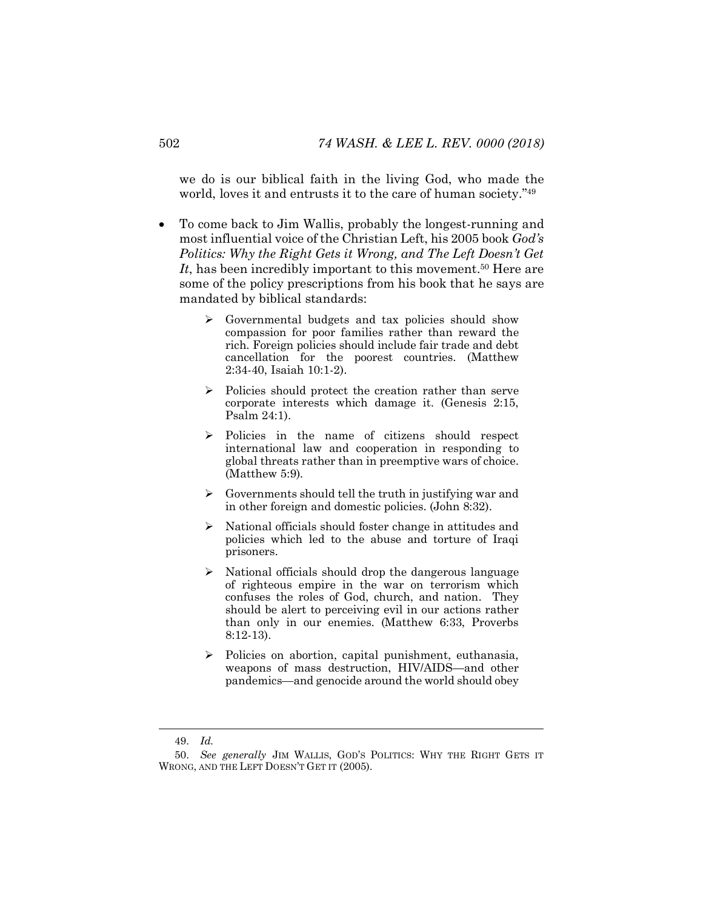we do is our biblical faith in the living God, who made the world, loves it and entrusts it to the care of human society."[49]

- To come back to Jim Wallis, probably the longest-running and most influential voice of the Christian Left, his 2005 book *God's Politics: Why the Right Gets it Wrong, and The Left Doesn't Get It*, has been incredibly important to this movement.[50] Here are some of the policy prescriptions from his book that he says are mandated by biblical standards:
  - Governmental budgets and tax policies should show compassion for poor families rather than reward the rich. Foreign policies should include fair trade and debt cancellation for the poorest countries. (Matthew 2:34-40, Isaiah 10:1-2).
  - Policies should protect the creation rather than serve corporate interests which damage it. (Genesis 2:15, Psalm 24:1).
  - Policies in the name of citizens should respect international law and cooperation in responding to global threats rather than in preemptive wars of choice. (Matthew 5:9).
  - Governments should tell the truth in justifying war and in other foreign and domestic policies. (John 8:32).
  - National officials should foster change in attitudes and policies which led to the abuse and torture of Iraqi prisoners.
  - National officials should drop the dangerous language of righteous empire in the war on terrorism which confuses the roles of God, church, and nation. They should be alert to perceiving evil in our actions rather than only in our enemies. (Matthew 6:33, Proverbs 8:12-13).
  - Policies on abortion, capital punishment, euthanasia, weapons of mass destruction, HIV/AIDS—and other pandemics—and genocide around the world should obey

---

49. *Id.*

50. *See generally* JIM WALLIS, GOD'S POLITICS: WHY THE RIGHT GETS IT WRONG, AND THE LEFT DOESN'T GET IT (2005).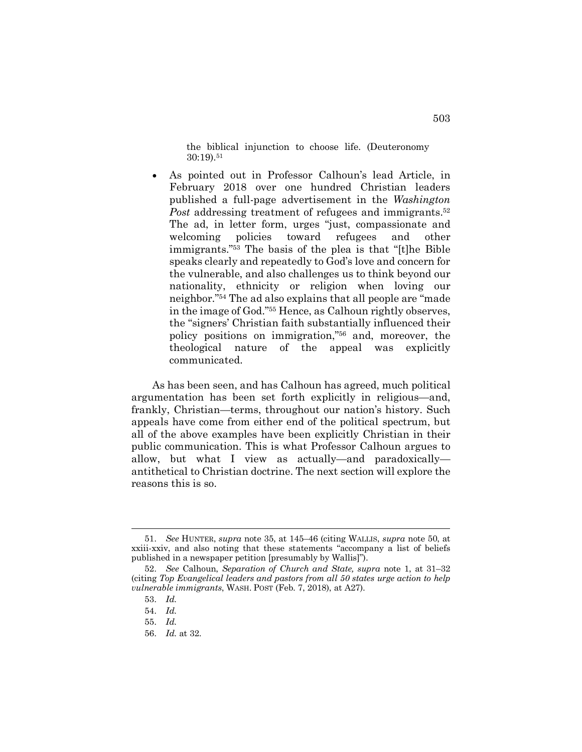the biblical injunction to choose life. (Deuteronomy 30:19).[51]

- As pointed out in Professor Calhoun's lead Article, in February 2018 over one hundred Christian leaders published a full-page advertisement in the *Washington Post* addressing treatment of refugees and immigrants.[52] The ad, in letter form, urges "just, compassionate and welcoming policies toward refugees and other immigrants."[53] The basis of the plea is that "[t]he Bible speaks clearly and repeatedly to God's love and concern for the vulnerable, and also challenges us to think beyond our nationality, ethnicity or religion when loving our neighbor."[54] The ad also explains that all people are "made in the image of God."[55] Hence, as Calhoun rightly observes, the "signers' Christian faith substantially influenced their policy positions on immigration,"[56] and, moreover, the theological nature of the appeal was explicitly communicated.

As has been seen, and has Calhoun has agreed, much political argumentation has been set forth explicitly in religious—and, frankly, Christian—terms, throughout our nation's history. Such appeals have come from either end of the political spectrum, but all of the above examples have been explicitly Christian in their public communication. This is what Professor Calhoun argues to allow, but what I view as actually—and paradoxically—antithetical to Christian doctrine. The next section will explore the reasons this is so.

---

51. *See* HUNTER, *supra* note 35, at 145–46 (citing WALLIS, *supra* note 50, at xxiii-xxiv, and also noting that these statements "accompany a list of beliefs published in a newspaper petition [presumably by Wallis]").

52. *See* Calhoun, *Separation of Church and State, supra* note 1, at 31–32 (citing *Top Evangelical leaders and pastors from all 50 states urge action to help vulnerable immigrants*, WASH. POST (Feb. 7, 2018), at A27).

53. *Id.*

54. *Id.*

55. *Id.*

56. *Id.* at 32.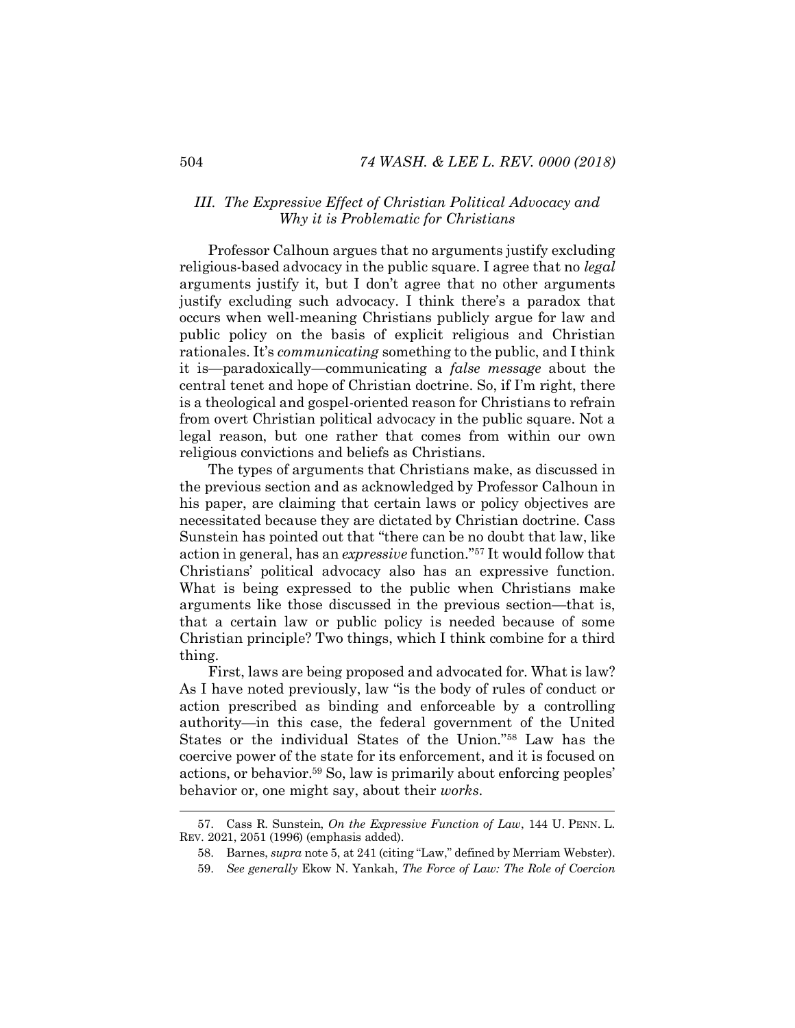### *III. The Expressive Effect of Christian Political Advocacy and Why it is Problematic for Christians*

Professor Calhoun argues that no arguments justify excluding religious-based advocacy in the public square. I agree that no *legal* arguments justify it, but I don't agree that no other arguments justify excluding such advocacy. I think there's a paradox that occurs when well-meaning Christians publicly argue for law and public policy on the basis of explicit religious and Christian rationales. It's *communicating* something to the public, and I think it is—paradoxically—communicating a *false message* about the central tenet and hope of Christian doctrine. So, if I'm right, there is a theological and gospel-oriented reason for Christians to refrain from overt Christian political advocacy in the public square. Not a legal reason, but one rather that comes from within our own religious convictions and beliefs as Christians.

The types of arguments that Christians make, as discussed in the previous section and as acknowledged by Professor Calhoun in his paper, are claiming that certain laws or policy objectives are necessitated because they are dictated by Christian doctrine. Cass Sunstein has pointed out that "there can be no doubt that law, like action in general, has an *expressive* function."[57] It would follow that Christians' political advocacy also has an expressive function. What is being expressed to the public when Christians make arguments like those discussed in the previous section—that is, that a certain law or public policy is needed because of some Christian principle? Two things, which I think combine for a third thing.

First, laws are being proposed and advocated for. What is law? As I have noted previously, law "is the body of rules of conduct or action prescribed as binding and enforceable by a controlling authority—in this case, the federal government of the United States or the individual States of the Union."[58] Law has the coercive power of the state for its enforcement, and it is focused on actions, or behavior.[59] So, law is primarily about enforcing peoples' behavior or, one might say, about their *works*.

---

57. Cass R. Sunstein, *On the Expressive Function of Law*, 144 U. PENN. L. REV. 2021, 2051 (1996) (emphasis added).

58. Barnes, *supra* note 5, at 241 (citing "Law," defined by Merriam Webster).

59. *See generally* Ekow N. Yankah, *The Force of Law: The Role of Coercion*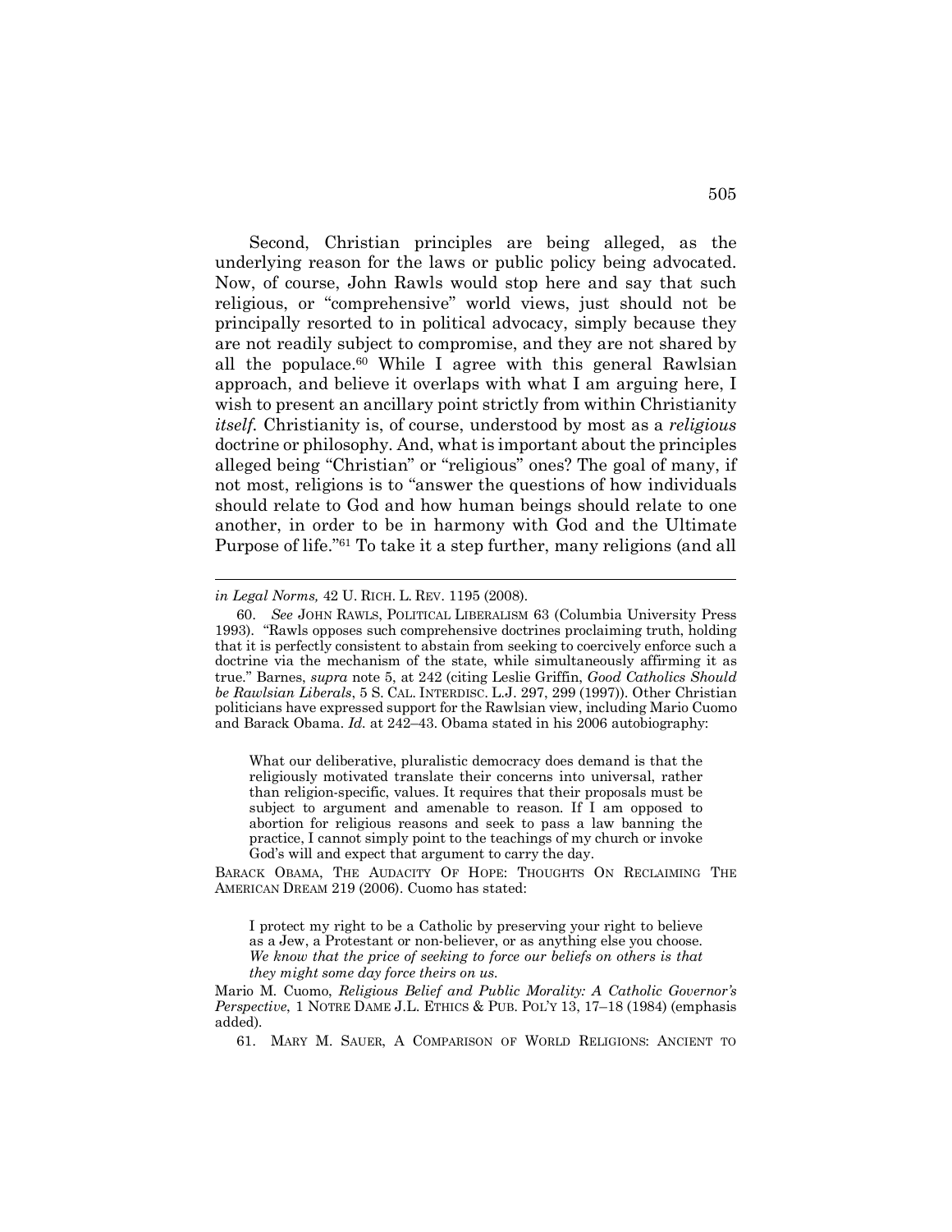Second, Christian principles are being alleged, as the underlying reason for the laws or public policy being advocated. Now, of course, John Rawls would stop here and say that such religious, or "comprehensive" world views, just should not be principally resorted to in political advocacy, simply because they are not readily subject to compromise, and they are not shared by all the populace.[60] While I agree with this general Rawlsian approach, and believe it overlaps with what I am arguing here, I wish to present an ancillary point strictly from within Christianity *itself*. Christianity is, of course, understood by most as a *religious* doctrine or philosophy. And, what is important about the principles alleged being "Christian" or "religious" ones? The goal of many, if not most, religions is to "answer the questions of how individuals should relate to God and how human beings should relate to one another, in order to be in harmony with God and the Ultimate Purpose of life."[61] To take it a step further, many religions (and all

---

*in Legal Norms,* 42 U. RICH. L. REV. 1195 (2008).

60. *See* JOHN RAWLS, POLITICAL LIBERALISM 63 (Columbia University Press 1993). "Rawls opposes such comprehensive doctrines proclaiming truth, holding that it is perfectly consistent to abstain from seeking to coercively enforce such a doctrine via the mechanism of the state, while simultaneously affirming it as true." Barnes, *supra* note 5, at 242 (citing Leslie Griffin, *Good Catholics Should be Rawlsian Liberals*, 5 S. CAL. INTERDISC. L.J. 297, 299 (1997)). Other Christian politicians have expressed support for the Rawlsian view, including Mario Cuomo and Barack Obama. *Id.* at 242–43. Obama stated in his 2006 autobiography:

> What our deliberative, pluralistic democracy does demand is that the religiously motivated translate their concerns into universal, rather than religion-specific, values. It requires that their proposals must be subject to argument and amenable to reason. If I am opposed to abortion for religious reasons and seek to pass a law banning the practice, I cannot simply point to the teachings of my church or invoke God's will and expect that argument to carry the day.

BARACK OBAMA, THE AUDACITY OF HOPE: THOUGHTS ON RECLAIMING THE AMERICAN DREAM 219 (2006). Cuomo has stated:

> I protect my right to be a Catholic by preserving your right to believe as a Jew, a Protestant or non-believer, or as anything else you choose. *We know that the price of seeking to force our beliefs on others is that they might some day force theirs on us.*

Mario M. Cuomo, *Religious Belief and Public Morality: A Catholic Governor's Perspective*, 1 NOTRE DAME J.L. ETHICS & PUB. POL'Y 13, 17–18 (1984) (emphasis added).

61. MARY M. SAUER, A COMPARISON OF WORLD RELIGIONS: ANCIENT TO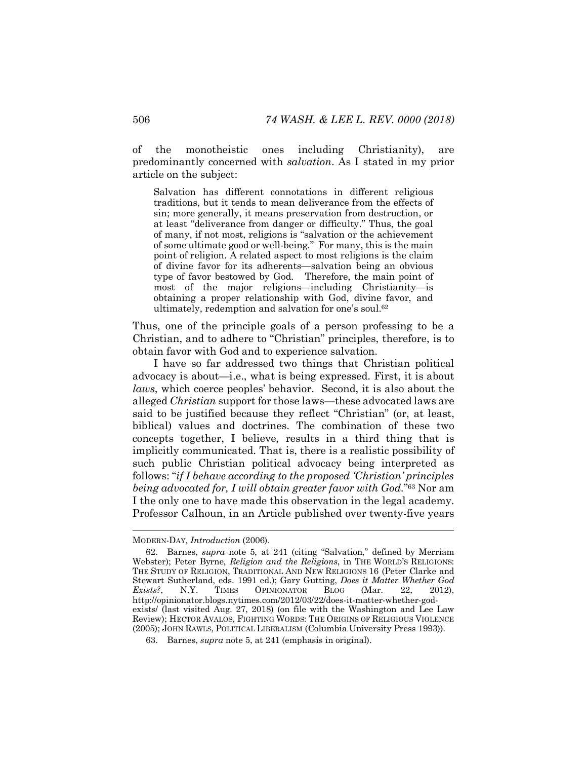of the monotheistic ones including Christianity), are predominantly concerned with *salvation*. As I stated in my prior article on the subject:

> Salvation has different connotations in different religious traditions, but it tends to mean deliverance from the effects of sin; more generally, it means preservation from destruction, or at least "deliverance from danger or difficulty." Thus, the goal of many, if not most, religions is "salvation or the achievement of some ultimate good or well-being." For many, this is the main point of religion. A related aspect to most religions is the claim of divine favor for its adherents—salvation being an obvious type of favor bestowed by God. Therefore, the main point of most of the major religions—including Christianity—is obtaining a proper relationship with God, divine favor, and ultimately, redemption and salvation for one's soul.[62]

Thus, one of the principle goals of a person professing to be a Christian, and to adhere to "Christian" principles, therefore, is to obtain favor with God and to experience salvation.

I have so far addressed two things that Christian political advocacy is about—i.e., what is being expressed. First, it is about *laws*, which coerce peoples' behavior. Second, it is also about the alleged *Christian* support for those laws—these advocated laws are said to be justified because they reflect "Christian" (or, at least, biblical) values and doctrines. The combination of these two concepts together, I believe, results in a third thing that is implicitly communicated. That is, there is a realistic possibility of such public Christian political advocacy being interpreted as follows: "*if I behave according to the proposed 'Christian' principles being advocated for, I will obtain greater favor with God.*"[63] Nor am I the only one to have made this observation in the legal academy. Professor Calhoun, in an Article published over twenty-five years

---

MODERN-DAY, *Introduction* (2006).

62. Barnes, *supra* note 5, at 241 (citing "Salvation," defined by Merriam Webster); Peter Byrne, *Religion and the Religions*, in THE WORLD'S RELIGIONS: THE STUDY OF RELIGION, TRADITIONAL AND NEW RELIGIONS 16 (Peter Clarke and Stewart Sutherland, eds. 1991 ed.); Gary Gutting, *Does it Matter Whether God Exists?*, N.Y. TIMES OPINIONATOR BLOG (Mar. 22, 2012), http://opinionator.blogs.nytimes.com/2012/03/22/does-it-matter-whether-god-exists/ (last visited Aug. 27, 2018) (on file with the Washington and Lee Law Review); HECTOR AVALOS, FIGHTING WORDS: THE ORIGINS OF RELIGIOUS VIOLENCE (2005); JOHN RAWLS, POLITICAL LIBERALISM (Columbia University Press 1993)).

63. Barnes, *supra* note 5, at 241 (emphasis in original).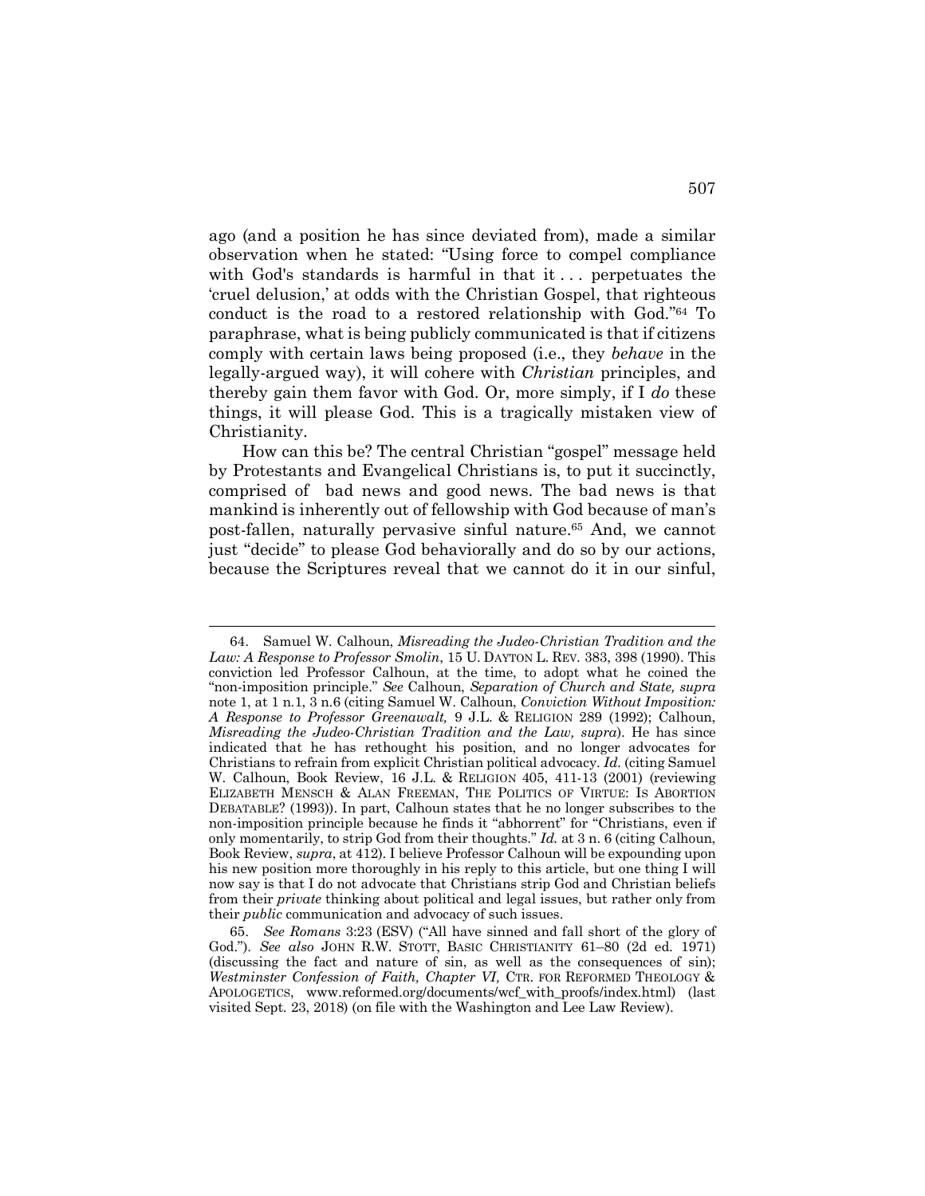ago (and a position he has since deviated from), made a similar observation when he stated: "Using force to compel compliance with God's standards is harmful in that it . . . perpetuates the 'cruel delusion,' at odds with the Christian Gospel, that righteous conduct is the road to a restored relationship with God."[64] To paraphrase, what is being publicly communicated is that if citizens comply with certain laws being proposed (i.e., they *behave* in the legally-argued way), it will cohere with *Christian* principles, and thereby gain them favor with God. Or, more simply, if I *do* these things, it will please God. This is a tragically mistaken view of Christianity.

How can this be? The central Christian "gospel" message held by Protestants and Evangelical Christians is, to put it succinctly, comprised of bad news and good news. The bad news is that mankind is inherently out of fellowship with God because of man's post-fallen, naturally pervasive sinful nature.[65] And, we cannot just "decide" to please God behaviorally and do so by our actions, because the Scriptures reveal that we cannot do it in our sinful,

---

64. Samuel W. Calhoun, *Misreading the Judeo-Christian Tradition and the Law: A Response to Professor Smolin*, 15 U. DAYTON L. REV. 383, 398 (1990). This conviction led Professor Calhoun, at the time, to adopt what he coined the "non-imposition principle." *See* Calhoun, *Separation of Church and State, supra* note 1, at 1 n.1, 3 n.6 (citing Samuel W. Calhoun, *Conviction Without Imposition: A Response to Professor Greenawalt,* 9 J.L. & RELIGION 289 (1992); Calhoun, *Misreading the Judeo-Christian Tradition and the Law, supra*). He has since indicated that he has rethought his position, and no longer advocates for Christians to refrain from explicit Christian political advocacy. *Id.* (citing Samuel W. Calhoun, Book Review, 16 J.L. & RELIGION 405, 411-13 (2001) (reviewing ELIZABETH MENSCH & ALAN FREEMAN, THE POLITICS OF VIRTUE: IS ABORTION DEBATABLE? (1993)). In part, Calhoun states that he no longer subscribes to the non-imposition principle because he finds it "abhorrent" for "Christians, even if only momentarily, to strip God from their thoughts." *Id.* at 3 n. 6 (citing Calhoun, Book Review, *supra*, at 412). I believe Professor Calhoun will be expounding upon his new position more thoroughly in his reply to this article, but one thing I will now say is that I do not advocate that Christians strip God and Christian beliefs from their *private* thinking about political and legal issues, but rather only from their *public* communication and advocacy of such issues.

65. *See Romans* 3:23 (ESV) ("All have sinned and fall short of the glory of God."). *See also* JOHN R.W. STOTT, BASIC CHRISTIANITY 61–80 (2d ed. 1971) (discussing the fact and nature of sin, as well as the consequences of sin); *Westminster Confession of Faith, Chapter VI,* CTR. FOR REFORMED THEOLOGY & APOLOGETICS, www.reformed.org/documents/wcf_with_proofs/index.html) (last visited Sept. 23, 2018) (on file with the Washington and Lee Law Review).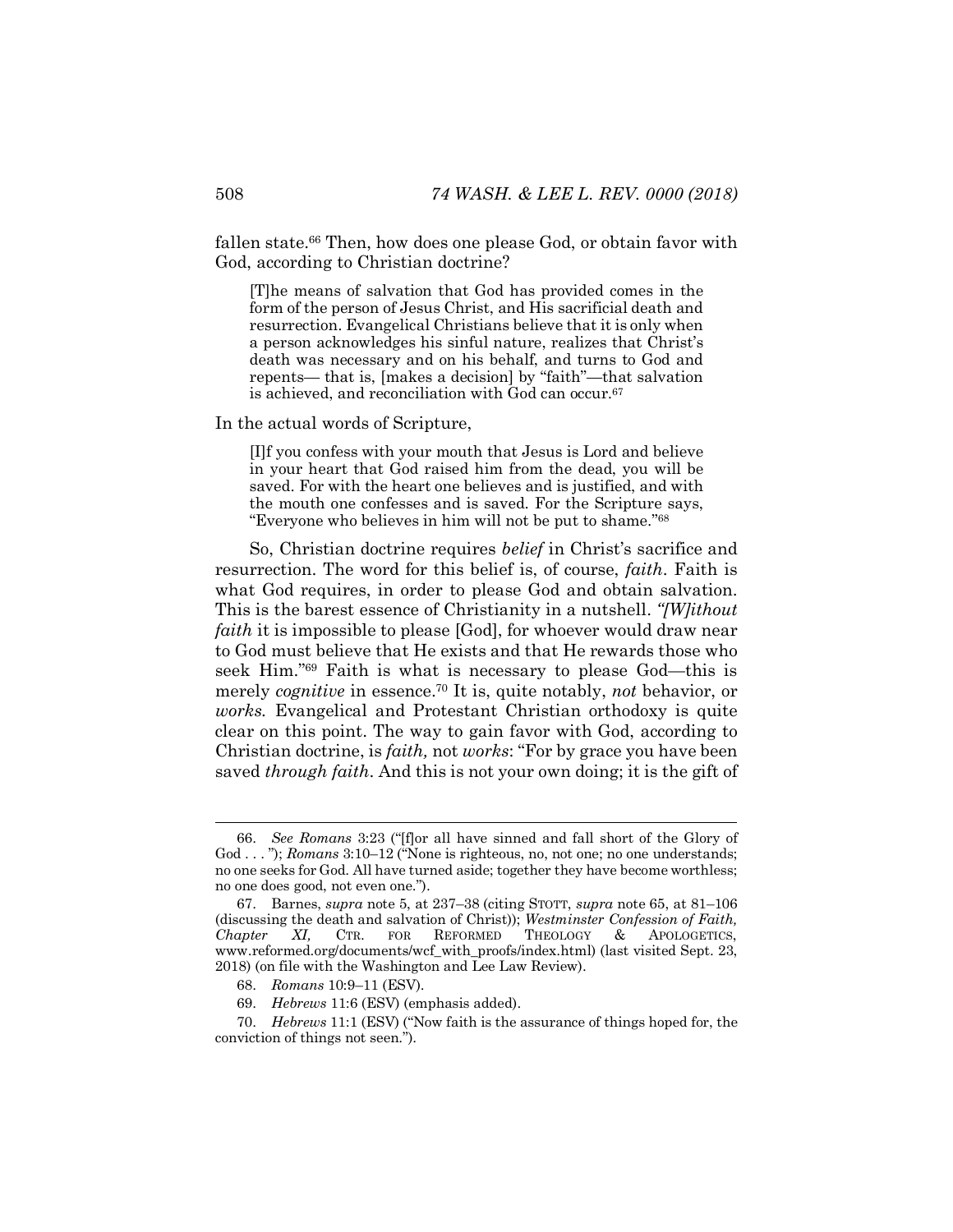fallen state.[66] Then, how does one please God, or obtain favor with God, according to Christian doctrine?

> [T]he means of salvation that God has provided comes in the form of the person of Jesus Christ, and His sacrificial death and resurrection. Evangelical Christians believe that it is only when a person acknowledges his sinful nature, realizes that Christ's death was necessary and on his behalf, and turns to God and repents— that is, [makes a decision] by "faith"—that salvation is achieved, and reconciliation with God can occur.[67]

In the actual words of Scripture,

> [I]f you confess with your mouth that Jesus is Lord and believe in your heart that God raised him from the dead, you will be saved. For with the heart one believes and is justified, and with the mouth one confesses and is saved. For the Scripture says, "Everyone who believes in him will not be put to shame."[68]

So, Christian doctrine requires *belief* in Christ's sacrifice and resurrection. The word for this belief is, of course, *faith*. Faith is what God requires, in order to please God and obtain salvation. This is the barest essence of Christianity in a nutshell. *"[W]ithout faith* it is impossible to please [God], for whoever would draw near to God must believe that He exists and that He rewards those who seek Him."[69] Faith is what is necessary to please God—this is merely *cognitive* in essence.[70] It is, quite notably, *not* behavior, or *works.* Evangelical and Protestant Christian orthodoxy is quite clear on this point. The way to gain favor with God, according to Christian doctrine, is *faith,* not *works*: "For by grace you have been saved *through faith*. And this is not your own doing; it is the gift of

---

66. *See Romans* 3:23 ("[f]or all have sinned and fall short of the Glory of God . . . "); *Romans* 3:10–12 ("None is righteous, no, not one; no one understands; no one seeks for God. All have turned aside; together they have become worthless; no one does good, not even one.").

67. Barnes, *supra* note 5, at 237–38 (citing STOTT, *supra* note 65, at 81–106 (discussing the death and salvation of Christ)); *Westminster Confession of Faith, Chapter XI,* CTR. FOR REFORMED THEOLOGY & APOLOGETICS, www.reformed.org/documents/wcf_with_proofs/index.html) (last visited Sept. 23, 2018) (on file with the Washington and Lee Law Review).

68. *Romans* 10:9–11 (ESV).

69. *Hebrews* 11:6 (ESV) (emphasis added).

70. *Hebrews* 11:1 (ESV) ("Now faith is the assurance of things hoped for, the conviction of things not seen.").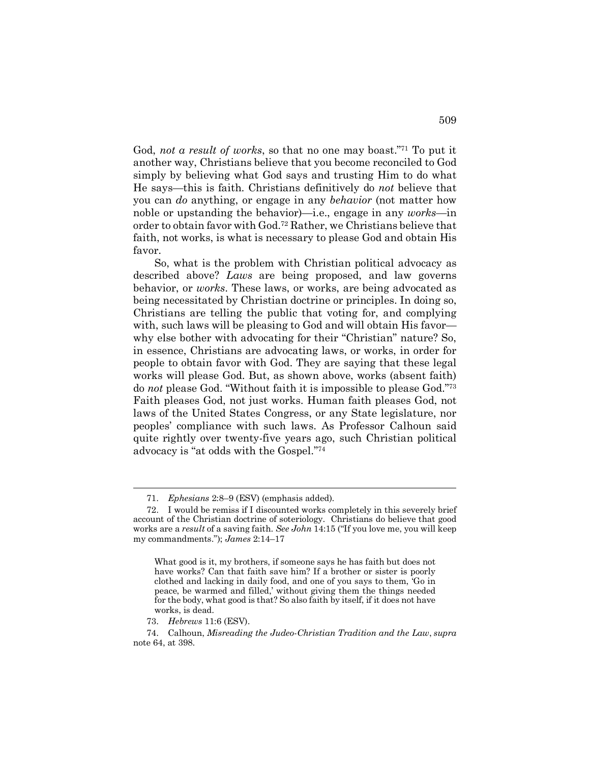God, *not a result of works*, so that no one may boast."[71] To put it another way, Christians believe that you become reconciled to God simply by believing what God says and trusting Him to do what He says—this is faith. Christians definitively do *not* believe that you can *do* anything, or engage in any *behavior* (not matter how noble or upstanding the behavior)—i.e., engage in any *works*—in order to obtain favor with God.[72] Rather, we Christians believe that faith, not works, is what is necessary to please God and obtain His favor.

So, what is the problem with Christian political advocacy as described above? *Laws* are being proposed, and law governs behavior, or *works*. These laws, or works, are being advocated as being necessitated by Christian doctrine or principles. In doing so, Christians are telling the public that voting for, and complying with, such laws will be pleasing to God and will obtain His favor—why else bother with advocating for their "Christian" nature? So, in essence, Christians are advocating laws, or works, in order for people to obtain favor with God. They are saying that these legal works will please God. But, as shown above, works (absent faith) do *not* please God. "Without faith it is impossible to please God."[73] Faith pleases God, not just works. Human faith pleases God, not laws of the United States Congress, or any State legislature, nor peoples' compliance with such laws. As Professor Calhoun said quite rightly over twenty-five years ago, such Christian political advocacy is "at odds with the Gospel."[74]

---

71. *Ephesians* 2:8–9 (ESV) (emphasis added).

72. I would be remiss if I discounted works completely in this severely brief account of the Christian doctrine of soteriology. Christians do believe that good works are a *result* of a saving faith. *See John* 14:15 ("If you love me, you will keep my commandments."); *James* 2:14–17

> What good is it, my brothers, if someone says he has faith but does not have works? Can that faith save him? If a brother or sister is poorly clothed and lacking in daily food, and one of you says to them, 'Go in peace, be warmed and filled,' without giving them the things needed for the body, what good is that? So also faith by itself, if it does not have works, is dead.

73. *Hebrews* 11:6 (ESV).

74. Calhoun, *Misreading the Judeo-Christian Tradition and the Law*, *supra* note 64, at 398.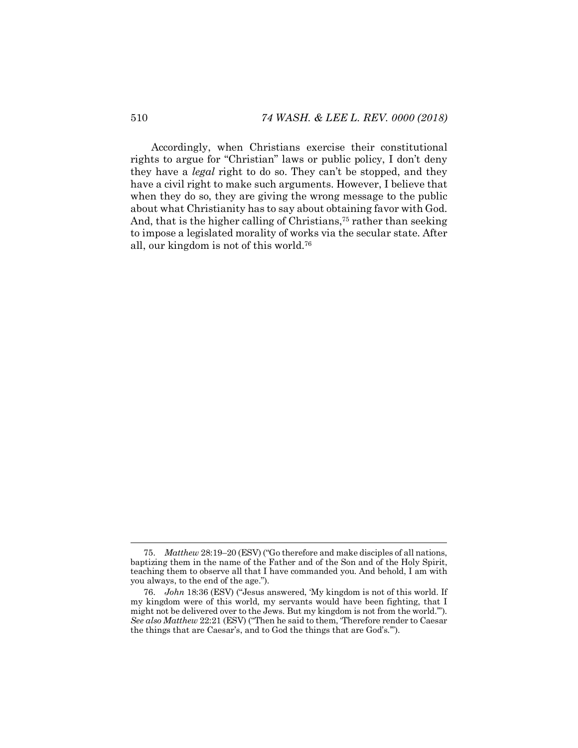Accordingly, when Christians exercise their constitutional rights to argue for "Christian" laws or public policy, I don't deny they have a *legal* right to do so. They can't be stopped, and they have a civil right to make such arguments. However, I believe that when they do so, they are giving the wrong message to the public about what Christianity has to say about obtaining favor with God. And, that is the higher calling of Christians,[75] rather than seeking to impose a legislated morality of works via the secular state. After all, our kingdom is not of this world.[76]

---

75. *Matthew* 28:19–20 (ESV) ("Go therefore and make disciples of all nations, baptizing them in the name of the Father and of the Son and of the Holy Spirit, teaching them to observe all that I have commanded you. And behold, I am with you always, to the end of the age.").

76. *John* 18:36 (ESV) ("Jesus answered, 'My kingdom is not of this world. If my kingdom were of this world, my servants would have been fighting, that I might not be delivered over to the Jews. But my kingdom is not from the world.'"). *See also Matthew* 22:21 (ESV) ("Then he said to them, 'Therefore render to Caesar the things that are Caesar's, and to God the things that are God's.'").